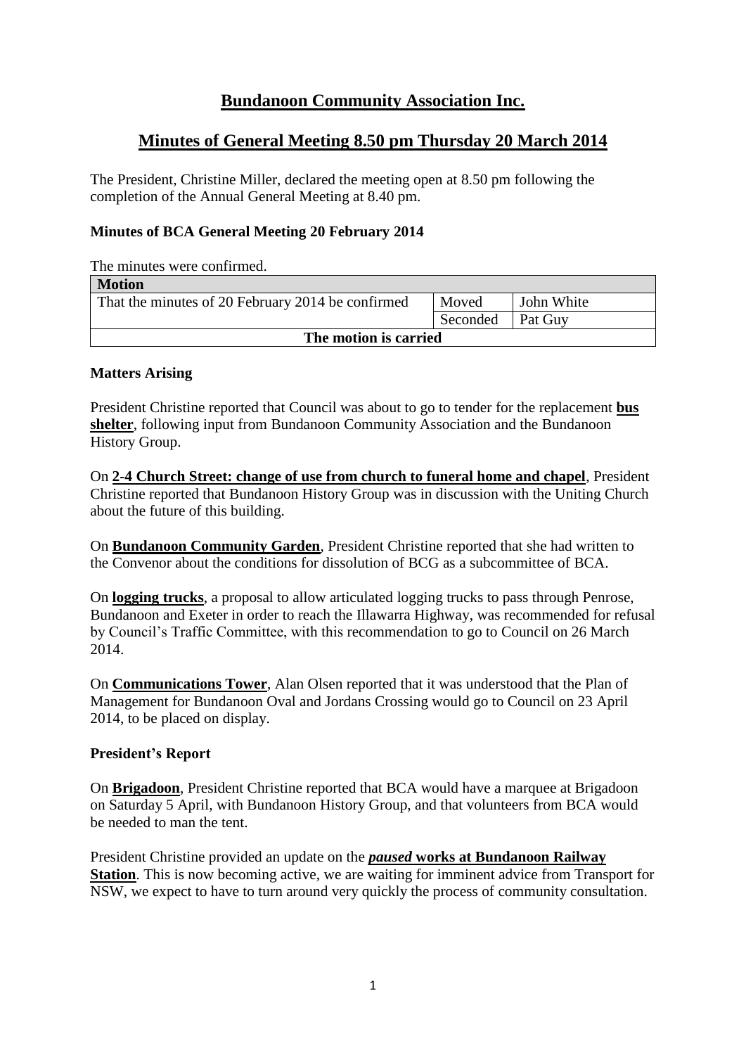# Bundanoon Community Association Inc.

## Minutes of General Meeting 8.50 pm Thursday 20 March 2014

The President, Christine Miller, declared the meeting open at 8.50 pm following the completion of the Annual General Meeting at 8.40 pm.

### Minutes of BCA General Meeting 20 February 2014

The minutes were confirmed.

| Motion | | |
|---|---|---|
| That the minutes of 20 February 2014 be confirmed | Moved | John White |
| | Seconded | Pat Guy |
| **The motion is carried** | | |

### Matters Arising

President Christine reported that Council was about to go to tender for the replacement **bus shelter**, following input from Bundanoon Community Association and the Bundanoon History Group.

On **2-4 Church Street: change of use from church to funeral home and chapel**, President Christine reported that Bundanoon History Group was in discussion with the Uniting Church about the future of this building.

On **Bundanoon Community Garden**, President Christine reported that she had written to the Convenor about the conditions for dissolution of BCG as a subcommittee of BCA.

On **logging trucks**, a proposal to allow articulated logging trucks to pass through Penrose, Bundanoon and Exeter in order to reach the Illawarra Highway, was recommended for refusal by Council's Traffic Committee, with this recommendation to go to Council on 26 March 2014.

On **Communications Tower**, Alan Olsen reported that it was understood that the Plan of Management for Bundanoon Oval and Jordans Crossing would go to Council on 23 April 2014, to be placed on display.

### President's Report

On **Brigadoon**, President Christine reported that BCA would have a marquee at Brigadoon on Saturday 5 April, with Bundanoon History Group, and that volunteers from BCA would be needed to man the tent.

President Christine provided an update on the ***paused* works at Bundanoon Railway Station**. This is now becoming active, we are waiting for imminent advice from Transport for NSW, we expect to have to turn around very quickly the process of community consultation.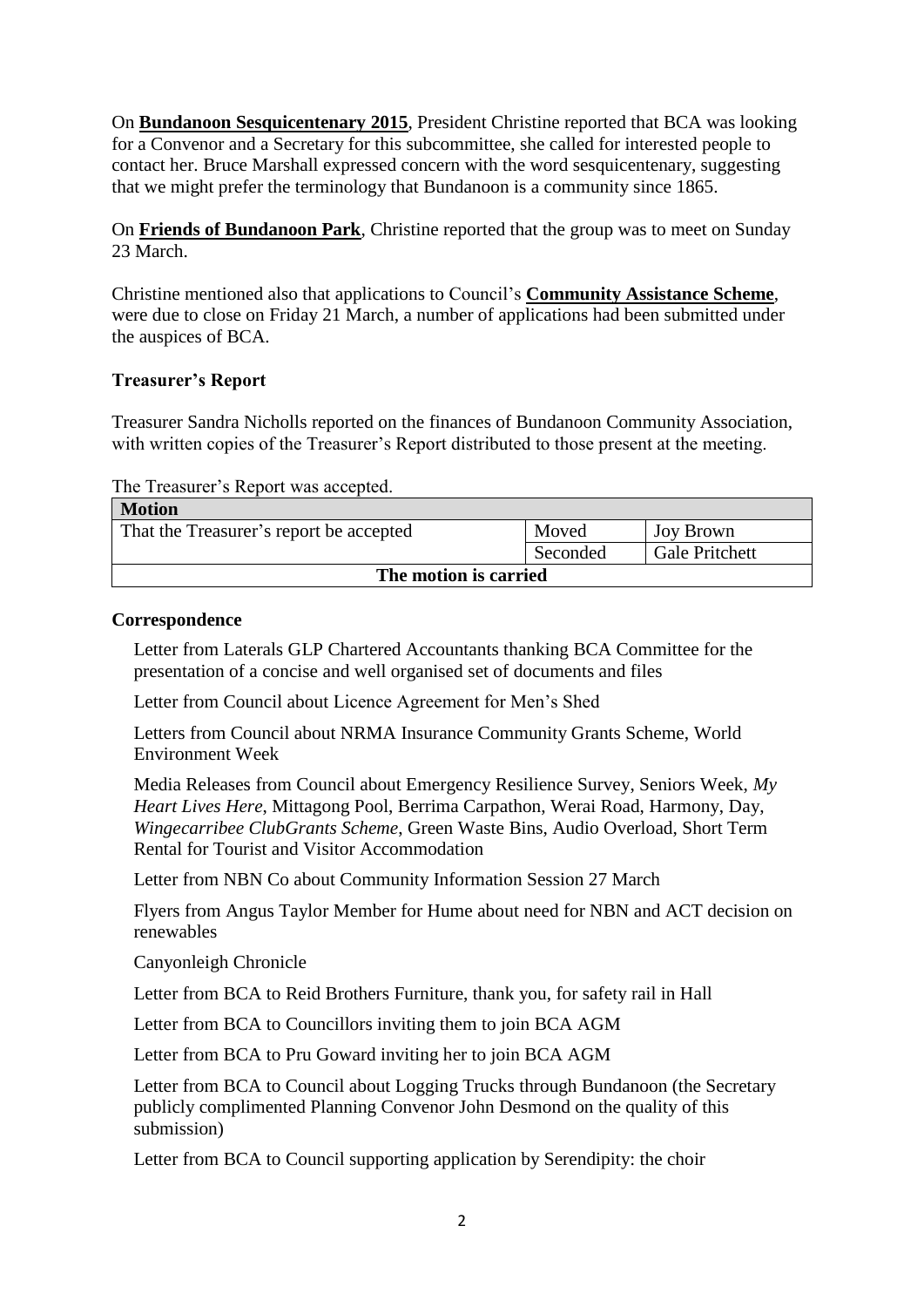On **Bundanoon Sesquicentenary 2015**, President Christine reported that BCA was looking for a Convenor and a Secretary for this subcommittee, she called for interested people to contact her. Bruce Marshall expressed concern with the word sesquicentenary, suggesting that we might prefer the terminology that Bundanoon is a community since 1865.

On **Friends of Bundanoon Park**, Christine reported that the group was to meet on Sunday 23 March.

Christine mentioned also that applications to Council's **Community Assistance Scheme**, were due to close on Friday 21 March, a number of applications had been submitted under the auspices of BCA.

### Treasurer's Report

Treasurer Sandra Nicholls reported on the finances of Bundanoon Community Association, with written copies of the Treasurer's Report distributed to those present at the meeting.

The Treasurer's Report was accepted.

| Motion | | |
|---|---|---|
| That the Treasurer's report be accepted | Moved | Joy Brown |
| | Seconded | Gale Pritchett |
| The motion is carried | | |

### Correspondence

Letter from Laterals GLP Chartered Accountants thanking BCA Committee for the presentation of a concise and well organised set of documents and files

Letter from Council about Licence Agreement for Men's Shed

Letters from Council about NRMA Insurance Community Grants Scheme, World Environment Week

Media Releases from Council about Emergency Resilience Survey, Seniors Week, *My Heart Lives Here*, Mittagong Pool, Berrima Carpathon, Werai Road, Harmony, Day, *Wingecarribee ClubGrants Scheme*, Green Waste Bins, Audio Overload, Short Term Rental for Tourist and Visitor Accommodation

Letter from NBN Co about Community Information Session 27 March

Flyers from Angus Taylor Member for Hume about need for NBN and ACT decision on renewables

Canyonleigh Chronicle

Letter from BCA to Reid Brothers Furniture, thank you, for safety rail in Hall

Letter from BCA to Councillors inviting them to join BCA AGM

Letter from BCA to Pru Goward inviting her to join BCA AGM

Letter from BCA to Council about Logging Trucks through Bundanoon (the Secretary publicly complimented Planning Convenor John Desmond on the quality of this submission)

Letter from BCA to Council supporting application by Serendipity: the choir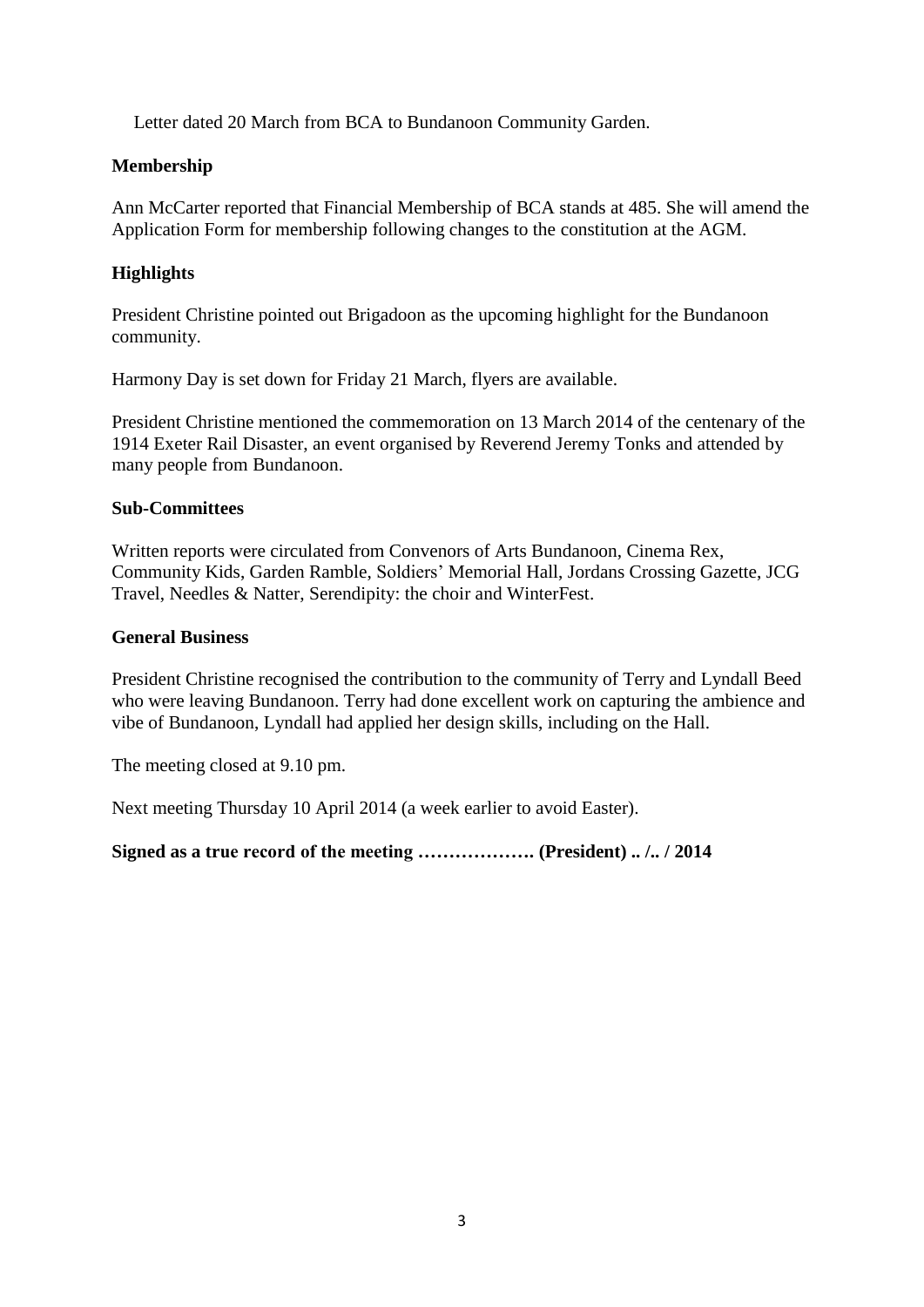Letter dated 20 March from BCA to Bundanoon Community Garden.

**Membership**

Ann McCarter reported that Financial Membership of BCA stands at 485. She will amend the Application Form for membership following changes to the constitution at the AGM.

**Highlights**

President Christine pointed out Brigadoon as the upcoming highlight for the Bundanoon community.

Harmony Day is set down for Friday 21 March, flyers are available.

President Christine mentioned the commemoration on 13 March 2014 of the centenary of the 1914 Exeter Rail Disaster, an event organised by Reverend Jeremy Tonks and attended by many people from Bundanoon.

**Sub-Committees**

Written reports were circulated from Convenors of Arts Bundanoon, Cinema Rex, Community Kids, Garden Ramble, Soldiers' Memorial Hall, Jordans Crossing Gazette, JCG Travel, Needles & Natter, Serendipity: the choir and WinterFest.

**General Business**

President Christine recognised the contribution to the community of Terry and Lyndall Beed who were leaving Bundanoon. Terry had done excellent work on capturing the ambience and vibe of Bundanoon, Lyndall had applied her design skills, including on the Hall.

The meeting closed at 9.10 pm.

Next meeting Thursday 10 April 2014 (a week earlier to avoid Easter).

**Signed as a true record of the meeting ………………. (President) .. /.. / 2014**